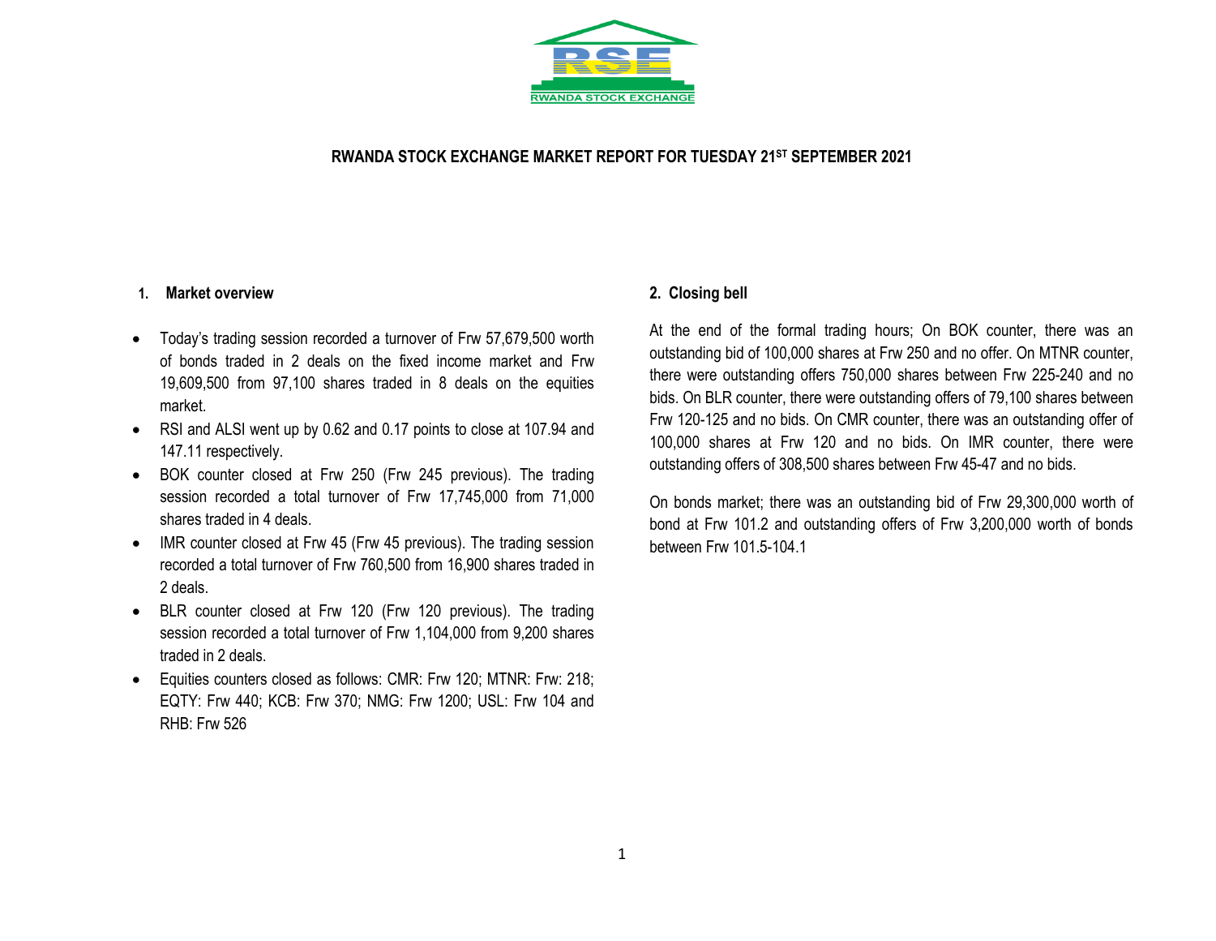# RWANDA STOCK EXCHANGE MARKET REPORT FOR TUESDAY 21ST SEPTEMBER 2021

## 1. Market overview

- Today's trading session recorded a turnover of Frw 57,679,500 worth of bonds traded in 2 deals on the fixed income market and Frw 19,609,500 from 97,100 shares traded in 8 deals on the equities market.
- RSI and ALSI went up by 0.62 and 0.17 points to close at 107.94 and 147.11 respectively.
- BOK counter closed at Frw 250 (Frw 245 previous). The trading session recorded a total turnover of Frw 17,745,000 from 71,000 shares traded in 4 deals.
- IMR counter closed at Frw 45 (Frw 45 previous). The trading session recorded a total turnover of Frw 760,500 from 16,900 shares traded in 2 deals.
- BLR counter closed at Frw 120 (Frw 120 previous). The trading session recorded a total turnover of Frw 1,104,000 from 9,200 shares traded in 2 deals.
- Equities counters closed as follows: CMR: Frw 120; MTNR: Frw: 218; EQTY: Frw 440; KCB: Frw 370; NMG: Frw 1200; USL: Frw 104 and RHB: Frw 526

## 2. Closing bell

At the end of the formal trading hours; On BOK counter, there was an outstanding bid of 100,000 shares at Frw 250 and no offer. On MTNR counter, there were outstanding offers 750,000 shares between Frw 225-240 and no bids. On BLR counter, there were outstanding offers of 79,100 shares between Frw 120-125 and no bids. On CMR counter, there was an outstanding offer of 100,000 shares at Frw 120 and no bids. On IMR counter, there were outstanding offers of 308,500 shares between Frw 45-47 and no bids.

On bonds market; there was an outstanding bid of Frw 29,300,000 worth of bond at Frw 101.2 and outstanding offers of Frw 3,200,000 worth of bonds between Frw 101.5-104.1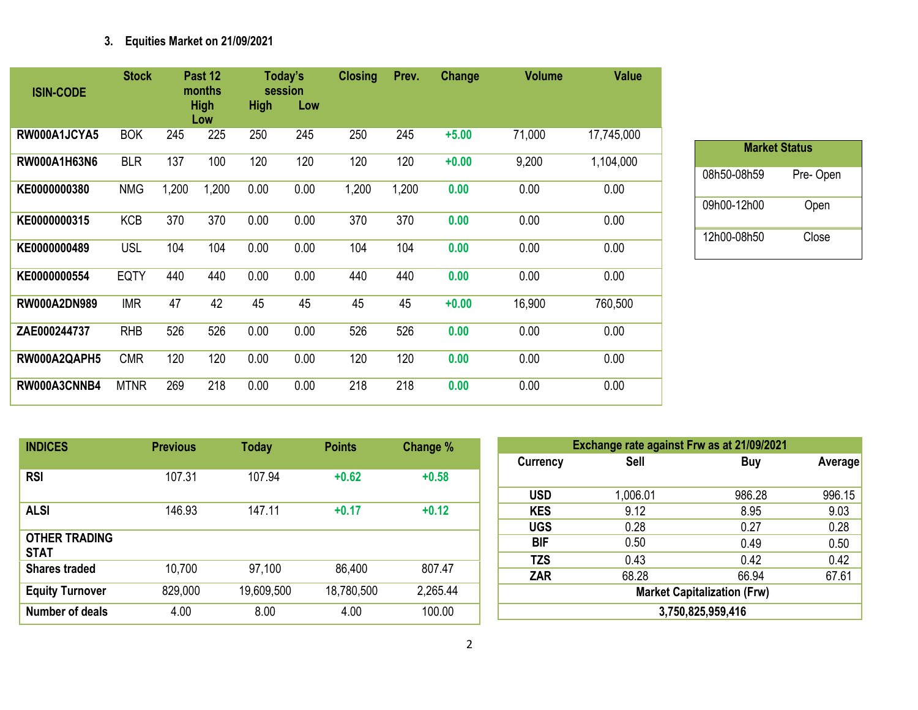### 3. Equities Market on 21/09/2021

| ISIN-CODE | Stock | Past 12 months High | Past 12 months Low | Today's session High | Today's session Low | Closing | Prev. | Change | Volume | Value |
|---|---|---|---|---|---|---|---|---|---|---|
| RW000A1JCYA5 | BOK | 245 | 225 | 250 | 245 | 250 | 245 | +5.00 | 71,000 | 17,745,000 |
| RW000A1H63N6 | BLR | 137 | 100 | 120 | 120 | 120 | 120 | +0.00 | 9,200 | 1,104,000 |
| KE0000000380 | NMG | 1,200 | 1,200 | 0.00 | 0.00 | 1,200 | 1,200 | 0.00 | 0.00 | 0.00 |
| KE0000000315 | KCB | 370 | 370 | 0.00 | 0.00 | 370 | 370 | 0.00 | 0.00 | 0.00 |
| KE0000000489 | USL | 104 | 104 | 0.00 | 0.00 | 104 | 104 | 0.00 | 0.00 | 0.00 |
| KE0000000554 | EQTY | 440 | 440 | 0.00 | 0.00 | 440 | 440 | 0.00 | 0.00 | 0.00 |
| RW000A2DN989 | IMR | 47 | 42 | 45 | 45 | 45 | 45 | +0.00 | 16,900 | 760,500 |
| ZAE000244737 | RHB | 526 | 526 | 0.00 | 0.00 | 526 | 526 | 0.00 | 0.00 | 0.00 |
| RW000A2QAPH5 | CMR | 120 | 120 | 0.00 | 0.00 | 120 | 120 | 0.00 | 0.00 | 0.00 |
| RW000A3CNNB4 | MTNR | 269 | 218 | 0.00 | 0.00 | 218 | 218 | 0.00 | 0.00 | 0.00 |

| Market Status | |
|---|---|
| 08h50-08h59 | Pre- Open |
| 09h00-12h00 | Open |
| 12h00-08h50 | Close |

| INDICES | Previous | Today | Points | Change % |
|---|---|---|---|---|
| RSI | 107.31 | 107.94 | +0.62 | +0.58 |
| ALSI | 146.93 | 147.11 | +0.17 | +0.12 |
| OTHER TRADING STAT | | | | |
| Shares traded | 10,700 | 97,100 | 86,400 | 807.47 |
| Equity Turnover | 829,000 | 19,609,500 | 18,780,500 | 2,265.44 |
| Number of deals | 4.00 | 8.00 | 4.00 | 100.00 |

| Exchange rate against Frw as at 21/09/2021 | | | |
|---|---|---|---|
| Currency | Sell | Buy | Average |
| USD | 1,006.01 | 986.28 | 996.15 |
| KES | 9.12 | 8.95 | 9.03 |
| UGS | 0.28 | 0.27 | 0.28 |
| BIF | 0.50 | 0.49 | 0.50 |
| TZS | 0.43 | 0.42 | 0.42 |
| ZAR | 68.28 | 66.94 | 67.61 |
| Market Capitalization (Frw) | | | |
| 3,750,825,959,416 | | | |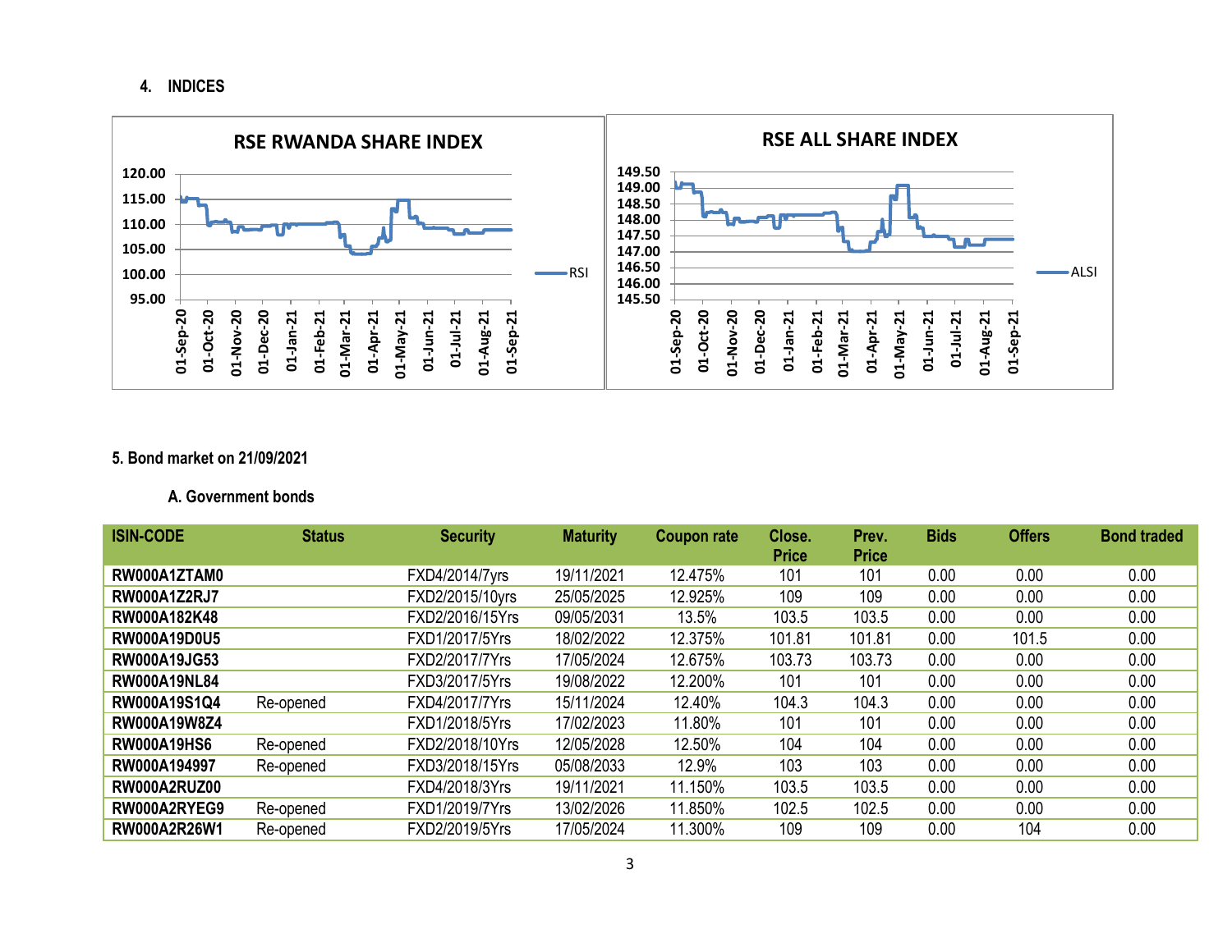## 4. INDICES

**RSE RWANDA SHARE INDEX**

**RSE ALL SHARE INDEX**

## 5. Bond market on 21/09/2021

### A. Government bonds

| ISIN-CODE | Status | Security | Maturity | Coupon rate | Close. Price | Prev. Price | Bids | Offers | Bond traded |
|---|---|---|---|---|---|---|---|---|---|
| **RW000A1ZTAM0** | | FXD4/2014/7yrs | 19/11/2021 | 12.475% | 101 | 101 | 0.00 | 0.00 | 0.00 |
| **RW000A1Z2RJ7** | | FXD2/2015/10yrs | 25/05/2025 | 12.925% | 109 | 109 | 0.00 | 0.00 | 0.00 |
| **RW000A182K48** | | FXD2/2016/15Yrs | 09/05/2031 | 13.5% | 103.5 | 103.5 | 0.00 | 0.00 | 0.00 |
| **RW000A19D0U5** | | FXD1/2017/5Yrs | 18/02/2022 | 12.375% | 101.81 | 101.81 | 0.00 | 101.5 | 0.00 |
| **RW000A19JG53** | | FXD2/2017/7Yrs | 17/05/2024 | 12.675% | 103.73 | 103.73 | 0.00 | 0.00 | 0.00 |
| **RW000A19NL84** | | FXD3/2017/5Yrs | 19/08/2022 | 12.200% | 101 | 101 | 0.00 | 0.00 | 0.00 |
| **RW000A19S1Q4** | Re-opened | FXD4/2017/7Yrs | 15/11/2024 | 12.40% | 104.3 | 104.3 | 0.00 | 0.00 | 0.00 |
| **RW000A19W8Z4** | | FXD1/2018/5Yrs | 17/02/2023 | 11.80% | 101 | 101 | 0.00 | 0.00 | 0.00 |
| **RW000A19HS6** | Re-opened | FXD2/2018/10Yrs | 12/05/2028 | 12.50% | 104 | 104 | 0.00 | 0.00 | 0.00 |
| **RW000A194997** | Re-opened | FXD3/2018/15Yrs | 05/08/2033 | 12.9% | 103 | 103 | 0.00 | 0.00 | 0.00 |
| **RW000A2RUZ00** | | FXD4/2018/3Yrs | 19/11/2021 | 11.150% | 103.5 | 103.5 | 0.00 | 0.00 | 0.00 |
| **RW000A2RYEG9** | Re-opened | FXD1/2019/7Yrs | 13/02/2026 | 11.850% | 102.5 | 102.5 | 0.00 | 0.00 | 0.00 |
| **RW000A2R26W1** | Re-opened | FXD2/2019/5Yrs | 17/05/2024 | 11.300% | 109 | 109 | 0.00 | 104 | 0.00 |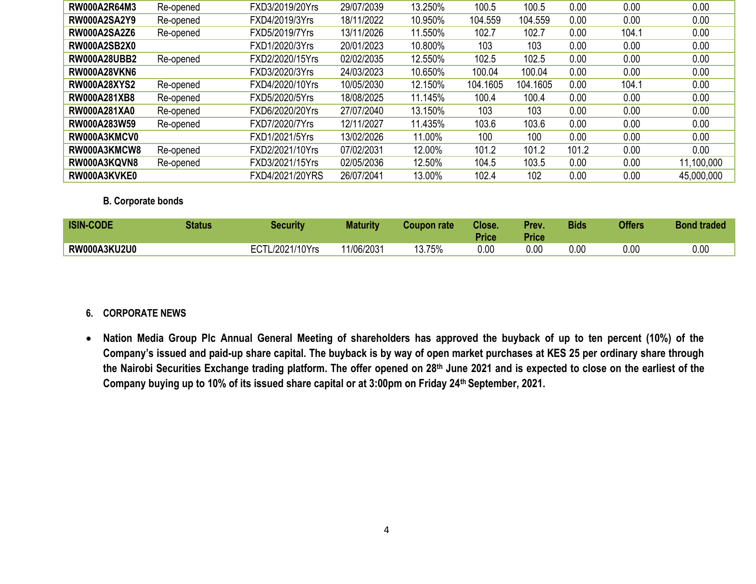| | | | | | | | | | |
|---|---|---|---|---|---|---|---|---|---|
| RW000A2R64M3 | Re-opened | FXD3/2019/20Yrs | 29/07/2039 | 13.250% | 100.5 | 100.5 | 0.00 | 0.00 | 0.00 |
| RW000A2SA2Y9 | Re-opened | FXD4/2019/3Yrs | 18/11/2022 | 10.950% | 104.559 | 104.559 | 0.00 | 0.00 | 0.00 |
| RW000A2SA2Z6 | Re-opened | FXD5/2019/7Yrs | 13/11/2026 | 11.550% | 102.7 | 102.7 | 0.00 | 104.1 | 0.00 |
| RW000A2SB2X0 | | FXD1/2020/3Yrs | 20/01/2023 | 10.800% | 103 | 103 | 0.00 | 0.00 | 0.00 |
| RW000A28UBB2 | Re-opened | FXD2/2020/15Yrs | 02/02/2035 | 12.550% | 102.5 | 102.5 | 0.00 | 0.00 | 0.00 |
| RW000A28VKN6 | | FXD3/2020/3Yrs | 24/03/2023 | 10.650% | 100.04 | 100.04 | 0.00 | 0.00 | 0.00 |
| RW000A28XYS2 | Re-opened | FXD4/2020/10Yrs | 10/05/2030 | 12.150% | 104.1605 | 104.1605 | 0.00 | 104.1 | 0.00 |
| RW000A281XB8 | Re-opened | FXD5/2020/5Yrs | 18/08/2025 | 11.145% | 100.4 | 100.4 | 0.00 | 0.00 | 0.00 |
| RW000A281XA0 | Re-opened | FXD6/2020/20Yrs | 27/07/2040 | 13.150% | 103 | 103 | 0.00 | 0.00 | 0.00 |
| RW000A283W59 | Re-opened | FXD7/2020/7Yrs | 12/11/2027 | 11.435% | 103.6 | 103.6 | 0.00 | 0.00 | 0.00 |
| RW000A3KMCV0 | | FXD1/2021/5Yrs | 13/02/2026 | 11.00% | 100 | 100 | 0.00 | 0.00 | 0.00 |
| RW000A3KMCW8 | Re-opened | FXD2/2021/10Yrs | 07/02/2031 | 12.00% | 101.2 | 101.2 | 101.2 | 0.00 | 0.00 |
| RW000A3KQVN8 | Re-opened | FXD3/2021/15Yrs | 02/05/2036 | 12.50% | 104.5 | 103.5 | 0.00 | 0.00 | 11,100,000 |
| RW000A3KVKE0 | | FXD4/2021/20YRS | 26/07/2041 | 13.00% | 102.4 | 102 | 0.00 | 0.00 | 45,000,000 |

**B. Corporate bonds**

| ISIN-CODE | Status | Security | Maturity | Coupon rate | Close. Price | Prev. Price | Bids | Offers | Bond traded |
|---|---|---|---|---|---|---|---|---|---|
| RW000A3KU2U0 | | ECTL/2021/10Yrs | 11/06/2031 | 13.75% | 0.00 | 0.00 | 0.00 | 0.00 | 0.00 |

## 6. CORPORATE NEWS

- **Nation Media Group Plc Annual General Meeting of shareholders has approved the buyback of up to ten percent (10%) of the Company's issued and paid-up share capital. The buyback is by way of open market purchases at KES 25 per ordinary share through the Nairobi Securities Exchange trading platform. The offer opened on 28th June 2021 and is expected to close on the earliest of the Company buying up to 10% of its issued share capital or at 3:00pm on Friday 24th September, 2021.**